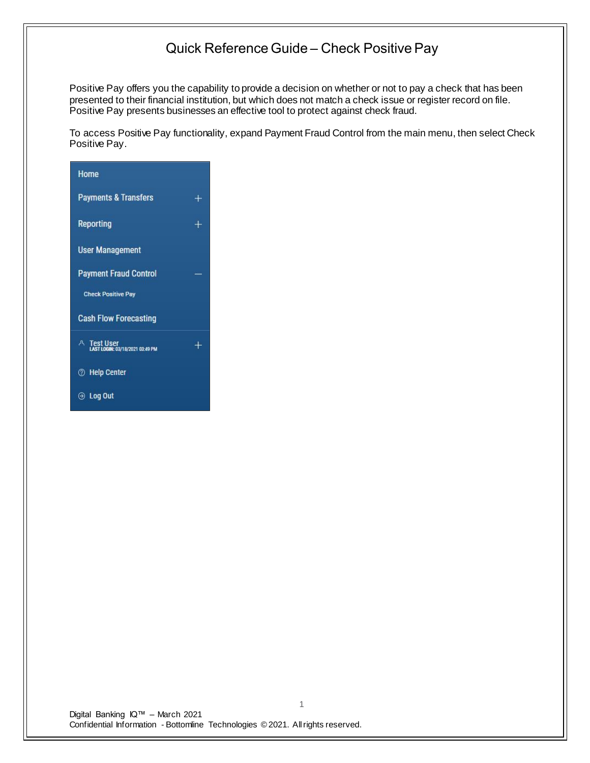# Quick Reference Guide – Check Positive Pay

Positive Pay offers you the capability to provide a decision on whether or not to pay a check that has been presented to their financial institution, but which does not match a check issue or register record on file. Positive Pay presents businesses an effective tool to protect against check fraud.

To access Positive Pay functionality, expand Payment Fraud Control from the main menu, then select Check Positive Pay.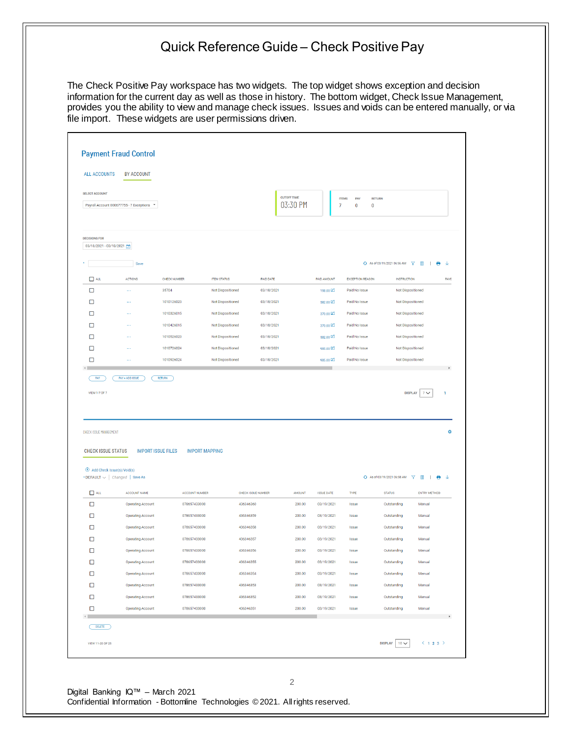# Quick Reference Guide – Check Positive Pay

The Check Positive Pay workspace has two widgets. The top widget shows exception and decision information for the current day as well as those in history. The bottom widget, Check Issue Management, provides you the ability to view and manage check issues. Issues and voids can be entered manually, or via file import. These widgets are user permissions driven.

## Payment Fraud Control

ALL ACCOUNTS | BY ACCOUNT

SELECT ACCOUNT: Payroll Account 000677755 - 7 Exceptions

CUTOFF TIME: 03:30 PM

| ITEMS | PAY | RETURN |
|---|---|---|
| 7 | 0 | 0 |

DECISIONS FOR: 03/18/2021 - 03/18/2021

Save

As of 03/19/2021 06:56 AM

| ALL | ACTIONS | CHECK NUMBER | ITEM STATUS | PAID DATE | PAID AMOUNT | EXCEPTION REASON | INSTRUCTION | PAYE |
|---|---|---|---|---|---|---|---|---|
| ☐ | ... | 35704 | Not Dispositioned | 03/18/2021 | 198.00 | Paid No Issue | Not Dispositioned | |
| ☐ | ... | 1010126023 | Not Dispositioned | 03/18/2021 | 582.00 | Paid No Issue | Not Dispositioned | |
| ☐ | ... | 1010326015 | Not Dispositioned | 03/18/2021 | 370.00 | Paid No Issue | Not Dispositioned | |
| ☐ | ... | 1010426015 | Not Dispositioned | 03/18/2021 | 370.00 | Paid No Issue | Not Dispositioned | |
| ☐ | ... | 1010526023 | Not Dispositioned | 03/18/2021 | 582.00 | Paid No Issue | Not Dispositioned | |
| ☐ | ... | 1010726024 | Not Dispositioned | 03/18/2021 | 985.00 | Paid No Issue | Not Dispositioned | |
| ☐ | ... | 1010926024 | Not Dispositioned | 03/18/2021 | 985.00 | Paid No Issue | Not Dispositioned | |

PAY | PAY + ADD ISSUE | RETURN

VIEW 1-7 OF 7 | DISPLAY 7 | 1

### CHECK ISSUE MANAGEMENT

CHECK ISSUE STATUS | IMPORT ISSUE FILES | IMPORT MAPPING

Add Check Issue(s)/Void(s)

DEFAULT | Changed | Save As

As of 03/19/2021 06:58 AM

| ALL | ACCOUNT NAME | ACCOUNT NUMBER | CHECK ISSUE NUMBER | AMOUNT | ISSUE DATE | TYPE | STATUS | ENTRY METHOD |
|---|---|---|---|---|---|---|---|---|
| ☐ | Operating Account | 078657433000 | 436346360 | 200.00 | 03/19/2021 | Issue | Outstanding | Manual |
| ☐ | Operating Account | 078657433000 | 436346359 | 200.00 | 03/19/2021 | Issue | Outstanding | Manual |
| ☐ | Operating Account | 078657433000 | 436346358 | 200.00 | 03/19/2021 | Issue | Outstanding | Manual |
| ☐ | Operating Account | 078657433000 | 436346357 | 200.00 | 03/19/2021 | Issue | Outstanding | Manual |
| ☐ | Operating Account | 078657433000 | 436346356 | 200.00 | 03/19/2021 | Issue | Outstanding | Manual |
| ☐ | Operating Account | 078657433000 | 436346355 | 200.00 | 03/19/2021 | Issue | Outstanding | Manual |
| ☐ | Operating Account | 078657433000 | 436346354 | 200.00 | 03/19/2021 | Issue | Outstanding | Manual |
| ☐ | Operating Account | 078657433000 | 436346353 | 200.00 | 03/19/2021 | Issue | Outstanding | Manual |
| ☐ | Operating Account | 078657433000 | 436346352 | 200.00 | 03/19/2021 | Issue | Outstanding | Manual |
| ☐ | Operating Account | 078657433000 | 436346351 | 200.00 | 03/19/2021 | Issue | Outstanding | Manual |

DELETE

VIEW 11-20 OF 25 | DISPLAY 10 | < 1 2 3 >

Digital Banking IQ™ – March 2021
Confidential Information - Bottomline Technologies © 2021. All rights reserved.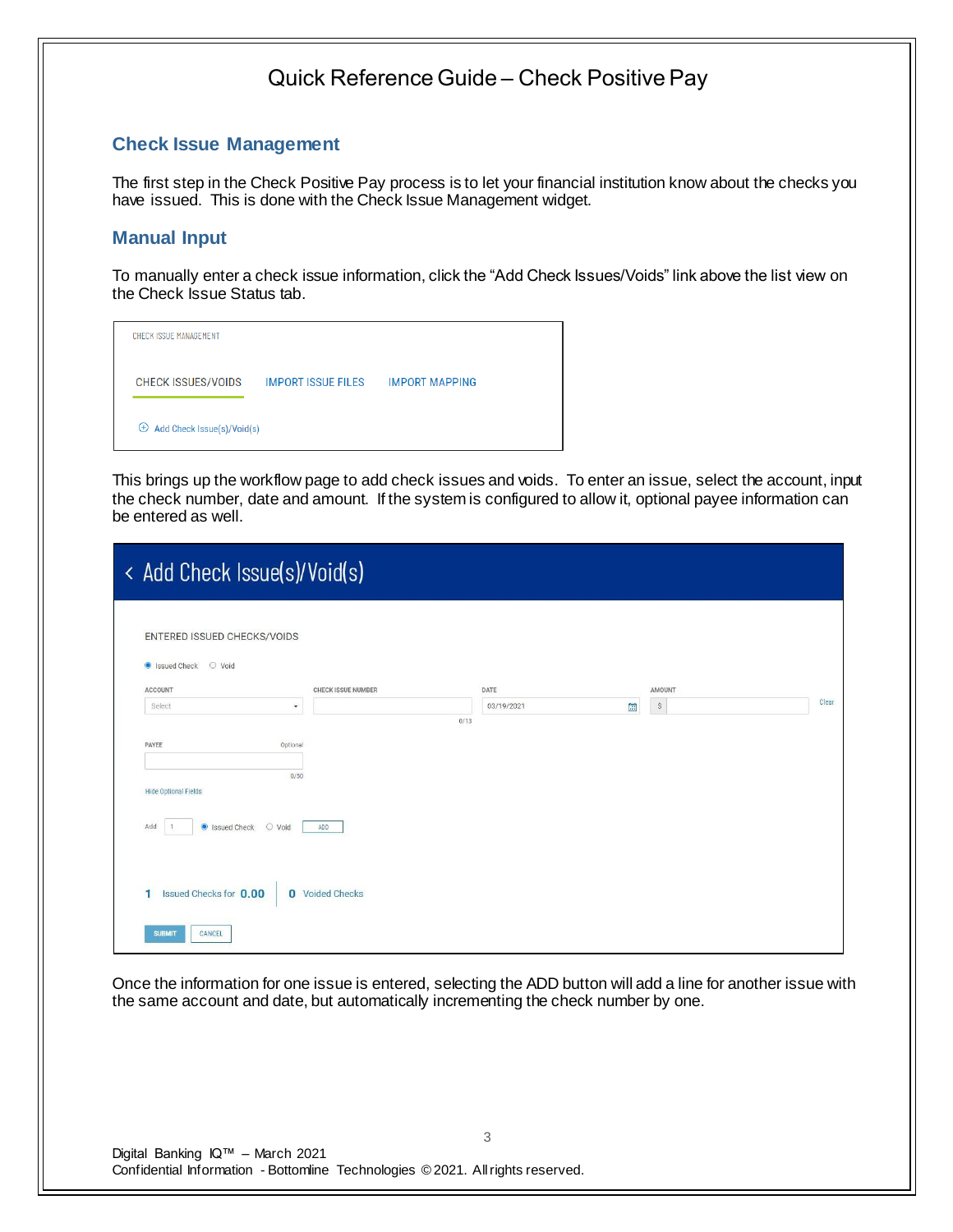# Quick Reference Guide – Check Positive Pay

## Check Issue Management

The first step in the Check Positive Pay process is to let your financial institution know about the checks you have issued. This is done with the Check Issue Management widget.

## Manual Input

To manually enter a check issue information, click the "Add Check Issues/Voids" link above the list view on the Check Issue Status tab.

This brings up the workflow page to add check issues and voids. To enter an issue, select the account, input the check number, date and amount. If the system is configured to allow it, optional payee information can be entered as well.

Once the information for one issue is entered, selecting the ADD button will add a line for another issue with the same account and date, but automatically incrementing the check number by one.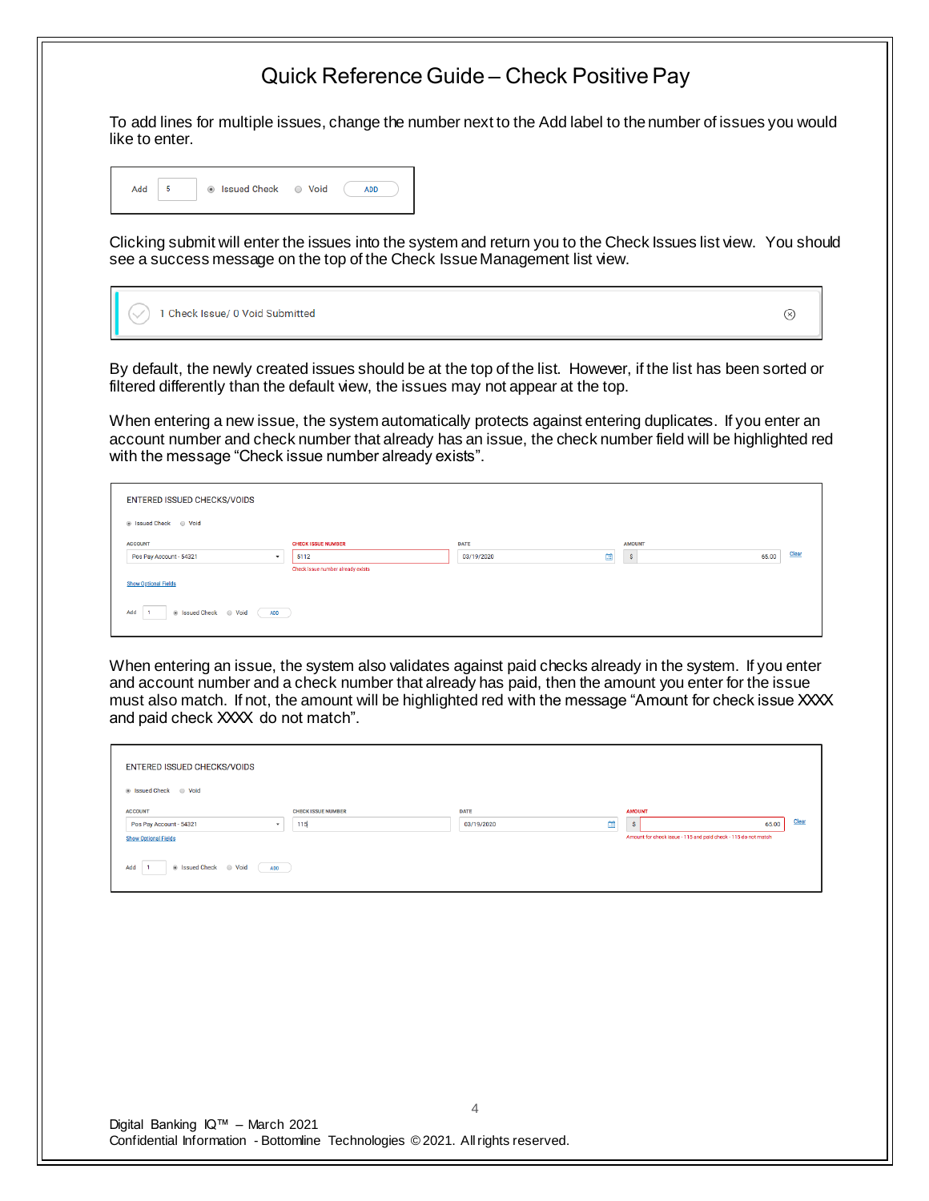# Quick Reference Guide – Check Positive Pay

To add lines for multiple issues, change the number next to the Add label to the number of issues you would like to enter.

Add 5 ◉ Issued Check ○ Void ADD

Clicking submit will enter the issues into the system and return you to the Check Issues list view. You should see a success message on the top of the Check Issue Management list view.

1 Check Issue/ 0 Void Submitted

By default, the newly created issues should be at the top of the list. However, if the list has been sorted or filtered differently than the default view, the issues may not appear at the top.

When entering a new issue, the system automatically protects against entering duplicates. If you enter an account number and check number that already has an issue, the check number field will be highlighted red with the message "Check issue number already exists".

ENTERED ISSUED CHECKS/VOIDS

◉ Issued Check ○ Void

| ACCOUNT | CHECK ISSUE NUMBER | DATE | AMOUNT | |
|---|---|---|---|---|
| Pos Pay Account - 54321 | 5112 | 03/19/2020 | $ 65.00 | Clear |
| | Check issue number already exists | | | |

Show Optional Fields

Add 1 ◉ Issued Check ○ Void ADD

When entering an issue, the system also validates against paid checks already in the system. If you enter and account number and a check number that already has paid, then the amount you enter for the issue must also match. If not, the amount will be highlighted red with the message "Amount for check issue XXXX and paid check XXXX do not match".

ENTERED ISSUED CHECKS/VOIDS

◉ Issued Check ○ Void

| ACCOUNT | CHECK ISSUE NUMBER | DATE | AMOUNT | |
|---|---|---|---|---|
| Pos Pay Account - 54321 | 115 | 03/19/2020 | $ 65.00 | Clear |
| | | | Amount for check issue - 115 and paid check - 115 do not match | |

Show Optional Fields

Add 1 ◉ Issued Check ○ Void ADD

Digital Banking IQ™ – March 2021
Confidential Information - Bottomline Technologies © 2021. All rights reserved.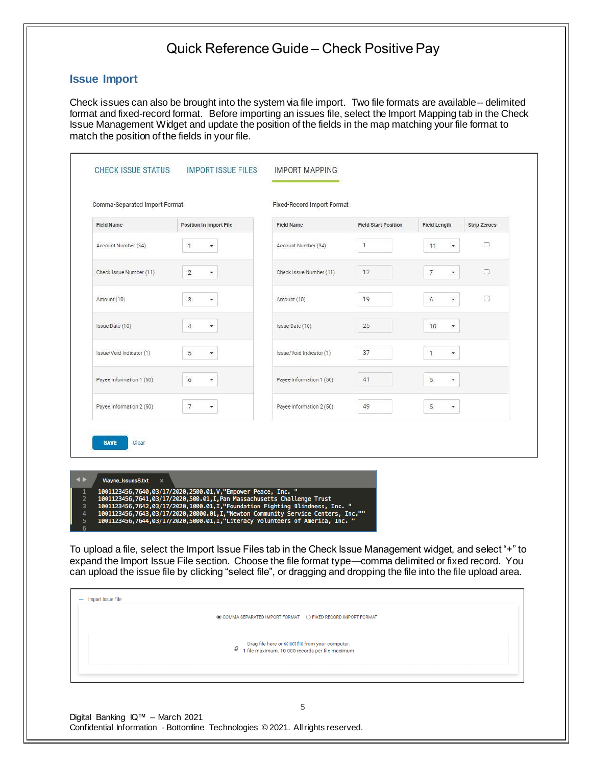## Issue Import

Check issues can also be brought into the system via file import. Two file formats are available -- delimited format and fixed-record format. Before importing an issues file, select the Import Mapping tab in the Check Issue Management Widget and update the position of the fields in the map matching your file format to match the position of the fields in your file.

CHECK ISSUE STATUS | IMPORT ISSUE FILES | IMPORT MAPPING

Comma-Separated Import Format

| Field Name | Position in Import File |
|---|---|
| Account Number (34) | 1 |
| Check Issue Number (11) | 2 |
| Amount (10) | 3 |
| Issue Date (10) | 4 |
| Issue/Void Indicator (1) | 5 |
| Payee Information 1 (50) | 6 |
| Payee Information 2 (50) | 7 |

Fixed-Record Import Format

| Field Name | Field Start Position | Field Length | Strip Zeroes |
|---|---|---|---|
| Account Number (34) | 1 | 11 | ☐ |
| Check Issue Number (11) | 12 | 7 | ☐ |
| Amount (10) | 19 | 6 | ☐ |
| Issue Date (10) | 25 | 10 | |
| Issue/Void Indicator (1) | 37 | 1 | |
| Payee Information 1 (50) | 41 | 5 | |
| Payee Information 2 (50) | 49 | 5 | |

SAVE Clear

Wayne_Issues8.txt

```
1   1001123456,7640,03/17/2020,2500.01,V,"Empower Peace, Inc. "
2   1001123456,7641,03/17/2020,500.01,I,Pan Massachusetts Challenge Trust
3   1001123456,7642,03/17/2020,1000.01,I,"Foundation Fighting Blindness, Inc. "
4   1001123456,7643,03/17/2020,20000.01,I,"Newton Community Service Centers, Inc."""
5   1001123456,7644,03/17/2020,5000.01,I,"Literacy Volunteers of America, Inc. "
6
```

To upload a file, select the Import Issue Files tab in the Check Issue Management widget, and select "+" to expand the Import Issue File section. Choose the file format type—comma delimited or fixed record. You can upload the issue file by clicking "select file", or dragging and dropping the file into the file upload area.

— Import Issue File

◉ COMMA SEPARATED IMPORT FORMAT ○ FIXED RECORD IMPORT FORMAT

Drag file here or select file from your computer.
1 file maximum. 10,000 records per file maximum

Digital Banking IQ™ – March 2021
Confidential Information - Bottomline Technologies © 2021. All rights reserved.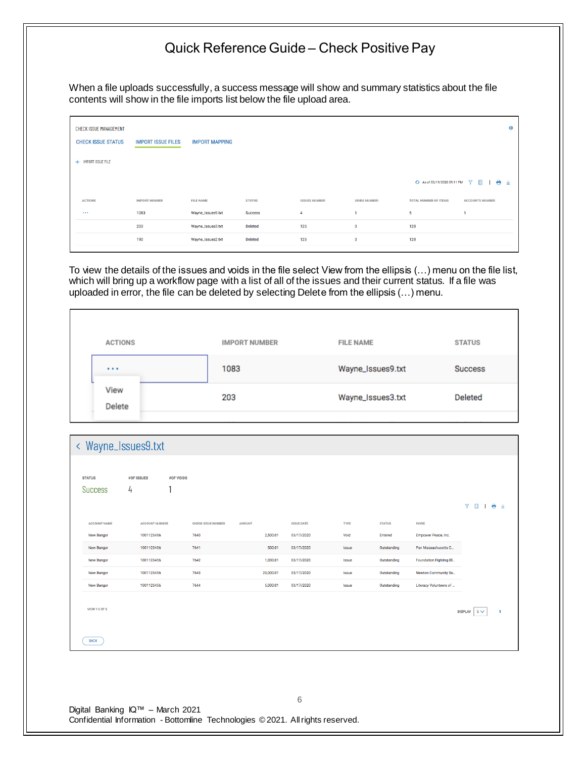When a file uploads successfully, a success message will show and summary statistics about the file contents will show in the file imports list below the file upload area.

CHECK ISSUE MANAGEMENT

CHECK ISSUE STATUS | IMPORT ISSUE FILES | IMPORT MAPPING

\+ IMPORT ISSUE FILE

As of 03/19/2020 09:11 PM

| ACTIONS | IMPORT NUMBER | FILE NAME | STATUS | ISSUES NUMBER | VOIDS NUMBER | TOTAL NUMBER OF ITEMS | ACCOUNTS NUMBER |
|---|---|---|---|---|---|---|---|
| ... | 1083 | Wayne_Issues9.txt | Success | 4 | 1 | 5 | 1 |
| | 203 | Wayne_Issues3.txt | Deleted | 125 | 3 | 128 | |
| | 190 | Wayne_Issues2.txt | Deleted | 125 | 3 | 128 | |

To view the details of the issues and voids in the file select View from the ellipsis (…) menu on the file list, which will bring up a workflow page with a list of all of the issues and their current status. If a file was uploaded in error, the file can be deleted by selecting Delete from the ellipsis (…) menu.

| ACTIONS | IMPORT NUMBER | FILE NAME | STATUS |
|---|---|---|---|
| ... (View / Delete) | 1083 | Wayne_Issues9.txt | Success |
| | 203 | Wayne_Issues3.txt | Deleted |

< Wayne_Issues9.txt

| STATUS | #OF ISSUES | #OF VOIDS |
|---|---|---|
| Success | 4 | 1 |

| ACCOUNT NAME | ACCOUNT NUMBER | CHECK ISSUE NUMBER | AMOUNT | ISSUE DATE | TYPE | STATUS | PAYEE |
|---|---|---|---|---|---|---|---|
| New Bangor | 1001123456 | 7640 | 2,500.01 | 03/17/2020 | Void | Entered | Empower Peace, Inc. |
| New Bangor | 1001123456 | 7641 | 500.01 | 03/17/2020 | Issue | Outstanding | Pan Massachusetts C... |
| New Bangor | 1001123456 | 7642 | 1,000.01 | 03/17/2020 | Issue | Outstanding | Foundation Fighting Bl... |
| New Bangor | 1001123456 | 7643 | 20,000.01 | 03/17/2020 | Issue | Outstanding | Newton Community Se... |
| New Bangor | 1001123456 | 7644 | 5,000.01 | 03/17/2020 | Issue | Outstanding | Literacy Volunteers of ... |

VIEW 1-5 OF 5 DISPLAY 5 1

BACK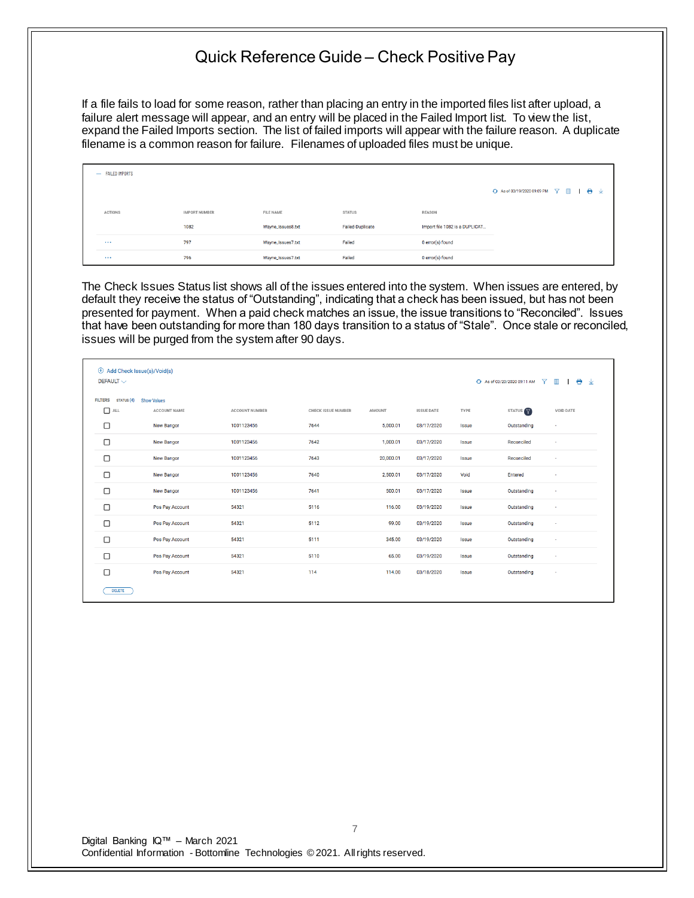# Quick Reference Guide – Check Positive Pay

If a file fails to load for some reason, rather than placing an entry in the imported files list after upload, a failure alert message will appear, and an entry will be placed in the Failed Import list. To view the list, expand the Failed Imports section. The list of failed imports will appear with the failure reason. A duplicate filename is a common reason for failure. Filenames of uploaded files must be unique.

— FAILED IMPORTS

As of 03/19/2020 09:09 PM

| ACTIONS | IMPORT NUMBER | FILE NAME | STATUS | REASON |
|---|---|---|---|---|
| | 1082 | Wayne_Issues8.txt | Failed-Duplicate | Import file 1082 is a DUPLICAT... |
| ... | 797 | Wayne_Issues7.txt | Failed | 0 error(s) found |
| ... | 796 | Wayne_Issues7.txt | Failed | 0 error(s) found |

The Check Issues Status list shows all of the issues entered into the system. When issues are entered, by default they receive the status of "Outstanding", indicating that a check has been issued, but has not been presented for payment. When a paid check matches an issue, the issue transitions to "Reconciled". Issues that have been outstanding for more than 180 days transition to a status of "Stale". Once stale or reconciled, issues will be purged from the system after 90 days.

Add Check Issue(s)/Void(s)

DEFAULT

As of 03/20/2020 09:11 AM

FILTERS STATUS (4) Show Values

| ALL | ACCOUNT NAME | ACCOUNT NUMBER | CHECK ISSUE NUMBER | AMOUNT | ISSUE DATE | TYPE | STATUS | VOID DATE |
|---|---|---|---|---|---|---|---|---|
| ☐ | New Bangor | 1001123456 | 7644 | 5,000.01 | 03/17/2020 | Issue | Outstanding | - |
| ☐ | New Bangor | 1001123456 | 7642 | 1,000.01 | 03/17/2020 | Issue | Reconciled | - |
| ☐ | New Bangor | 1001123456 | 7643 | 20,000.01 | 03/17/2020 | Issue | Reconciled | - |
| ☐ | New Bangor | 1001123456 | 7640 | 2,500.01 | 03/17/2020 | Void | Entered | - |
| ☐ | New Bangor | 1001123456 | 7641 | 500.01 | 03/17/2020 | Issue | Outstanding | - |
| ☐ | Pos Pay Account | 54321 | 5116 | 116.00 | 03/19/2020 | Issue | Outstanding | - |
| ☐ | Pos Pay Account | 54321 | 5112 | 99.00 | 03/19/2020 | Issue | Outstanding | - |
| ☐ | Pos Pay Account | 54321 | 5111 | 345.00 | 03/19/2020 | Issue | Outstanding | - |
| ☐ | Pos Pay Account | 54321 | 5110 | 65.00 | 03/19/2020 | Issue | Outstanding | - |
| ☐ | Pos Pay Account | 54321 | 114 | 114.00 | 03/18/2020 | Issue | Outstanding | - |

DELETE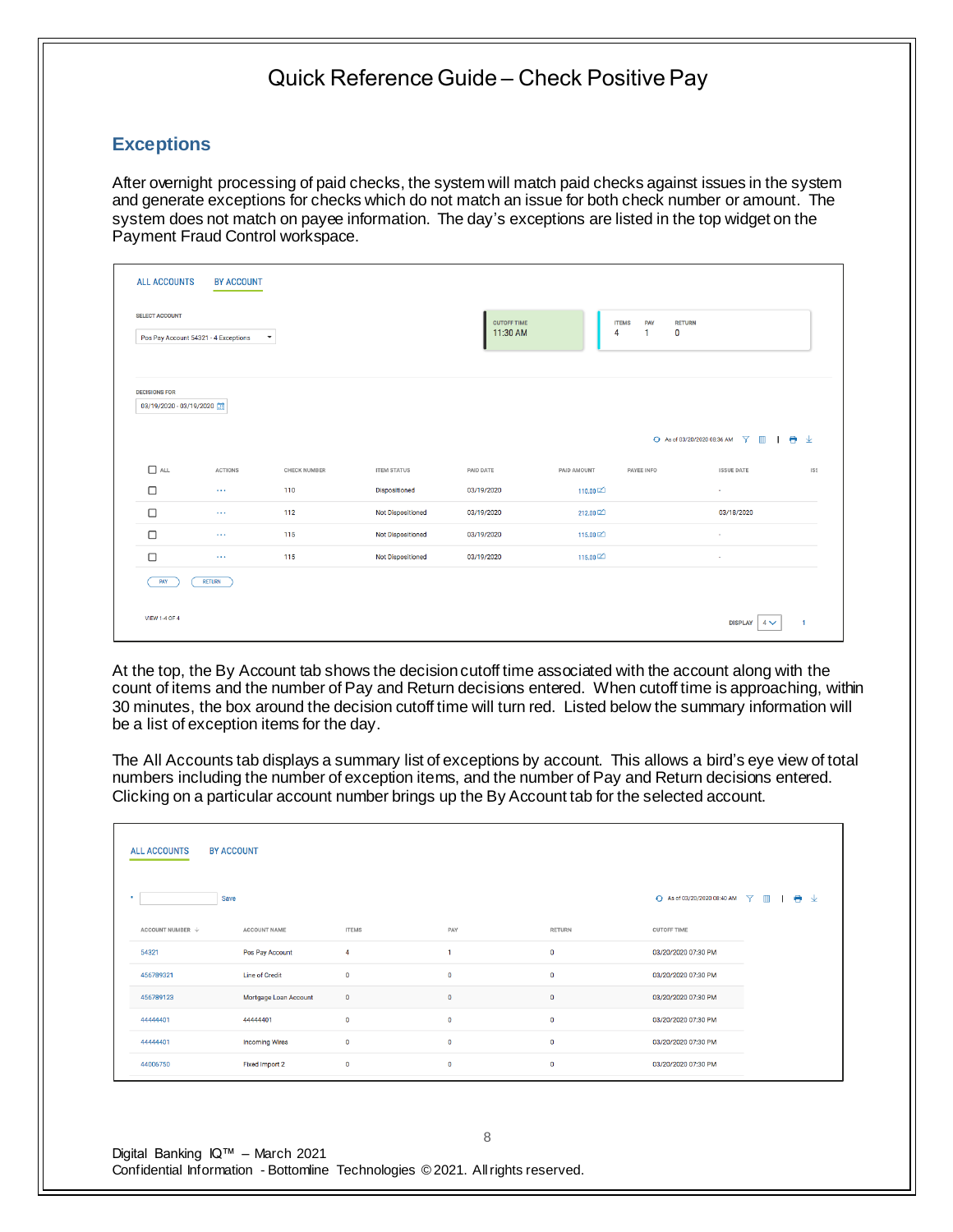## Exceptions

After overnight processing of paid checks, the system will match paid checks against issues in the system and generate exceptions for checks which do not match an issue for both check number or amount. The system does not match on payee information. The day's exceptions are listed in the top widget on the Payment Fraud Control workspace.

ALL ACCOUNTS BY ACCOUNT

SELECT ACCOUNT: Pos Pay Account 54321 - 4 Exceptions

CUTOFF TIME 11:30 AM

ITEMS 4 PAY 1 RETURN 0

DECISIONS FOR 03/19/2020 - 03/19/2020

As of 03/20/2020 08:36 AM

| ALL | ACTIONS | CHECK NUMBER | ITEM STATUS | PAID DATE | PAID AMOUNT | PAYEE INFO | ISSUE DATE |
|---|---|---|---|---|---|---|---|
| ☐ | ... | 110 | Dispositioned | 03/19/2020 | 110.00 | | - |
| ☐ | ... | 112 | Not Dispositioned | 03/19/2020 | 212.00 | | 03/18/2020 |
| ☐ | ... | 115 | Not Dispositioned | 03/19/2020 | 115.00 | | - |
| ☐ | ... | 115 | Not Dispositioned | 03/19/2020 | 115.00 | | - |

PAY RETURN

VIEW 1-4 OF 4 DISPLAY 4 1

At the top, the By Account tab shows the decision cutoff time associated with the account along with the count of items and the number of Pay and Return decisions entered. When cutoff time is approaching, within 30 minutes, the box around the decision cutoff time will turn red. Listed below the summary information will be a list of exception items for the day.

The All Accounts tab displays a summary list of exceptions by account. This allows a bird's eye view of total numbers including the number of exception items, and the number of Pay and Return decisions entered. Clicking on a particular account number brings up the By Account tab for the selected account.

ALL ACCOUNTS BY ACCOUNT

Save

As of 03/20/2020 08:40 AM

| ACCOUNT NUMBER | ACCOUNT NAME | ITEMS | PAY | RETURN | CUTOFF TIME |
|---|---|---|---|---|---|
| 54321 | Pos Pay Account | 4 | 1 | 0 | 03/20/2020 07:30 PM |
| 456789321 | Line of Credit | 0 | 0 | 0 | 03/20/2020 07:30 PM |
| 456789123 | Mortgage Loan Account | 0 | 0 | 0 | 03/20/2020 07:30 PM |
| 44444401 | 44444401 | 0 | 0 | 0 | 03/20/2020 07:30 PM |
| 44444401 | Incoming Wires | 0 | 0 | 0 | 03/20/2020 07:30 PM |
| 44006750 | Fixed Import 2 | 0 | 0 | 0 | 03/20/2020 07:30 PM |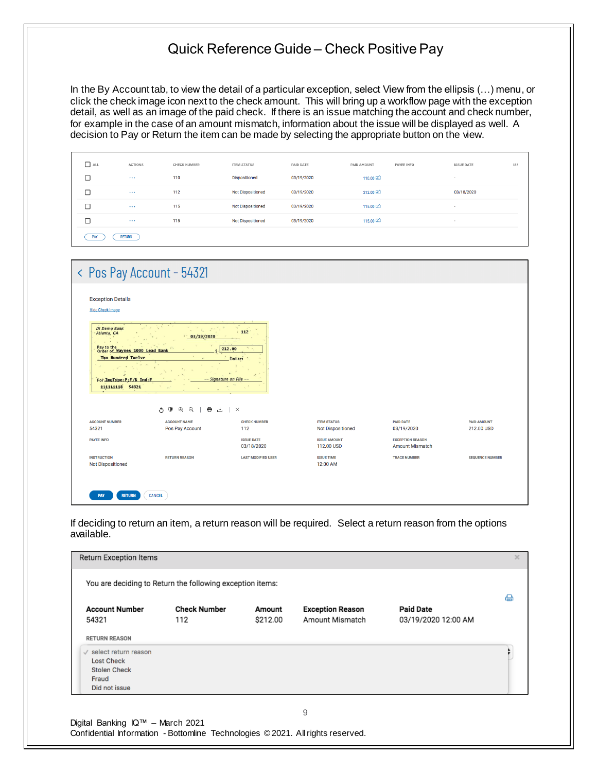# Quick Reference Guide – Check Positive Pay

In the By Account tab, to view the detail of a particular exception, select View from the ellipsis (…) menu, or click the check image icon next to the check amount. This will bring up a workflow page with the exception detail, as well as an image of the paid check. If there is an issue matching the account and check number, for example in the case of an amount mismatch, information about the issue will be displayed as well. A decision to Pay or Return the item can be made by selecting the appropriate button on the view.

| ALL | ACTIONS | CHECK NUMBER | ITEM STATUS | PAID DATE | PAID AMOUNT | PAYEE INFO | ISSUE DATE |
|---|---|---|---|---|---|---|---|
| ☐ | ... | 110 | Dispositioned | 03/19/2020 | 110.00 | | - |
| ☐ | ... | 112 | Not Dispositioned | 03/19/2020 | 212.00 | | 03/18/2020 |
| ☐ | ... | 115 | Not Dispositioned | 03/19/2020 | 115.00 | | - |
| ☐ | ... | 115 | Not Dispositioned | 03/19/2020 | 115.00 | | - |

PAY RETURN

## Pos Pay Account - 54321

Exception Details

Hide Check Image

| ACCOUNT NUMBER | ACCOUNT NAME | CHECK NUMBER | ITEM STATUS | PAID DATE | PAID AMOUNT |
|---|---|---|---|---|---|
| 54321 | Pos Pay Account | 112 | Not Dispositioned | 03/19/2020 | 212.00 USD |
| PAYEE INFO | | ISSUE DATE | ISSUE AMOUNT | EXCEPTION REASON | |
| | | 03/18/2020 | 112.00 USD | Amount Mismatch | |
| INSTRUCTION | RETURN REASON | LAST MODIFIED USER | ISSUE TIME | TRACE NUMBER | SEQUENCE NUMBER |
| Not Dispositioned | | | 12:00 AM | | |

PAY RETURN CANCEL

If deciding to return an item, a return reason will be required. Select a return reason from the options available.

**Return Exception Items**

You are deciding to Return the following exception items:

| Account Number | Check Number | Amount | Exception Reason | Paid Date |
|---|---|---|---|---|
| 54321 | 112 | $212.00 | Amount Mismatch | 03/19/2020 12:00 AM |

RETURN REASON

- select return reason
- Lost Check
- Stolen Check
- Fraud
- Did not issue

Digital Banking IQ™ – March 2021
Confidential Information - Bottomline Technologies © 2021. All rights reserved.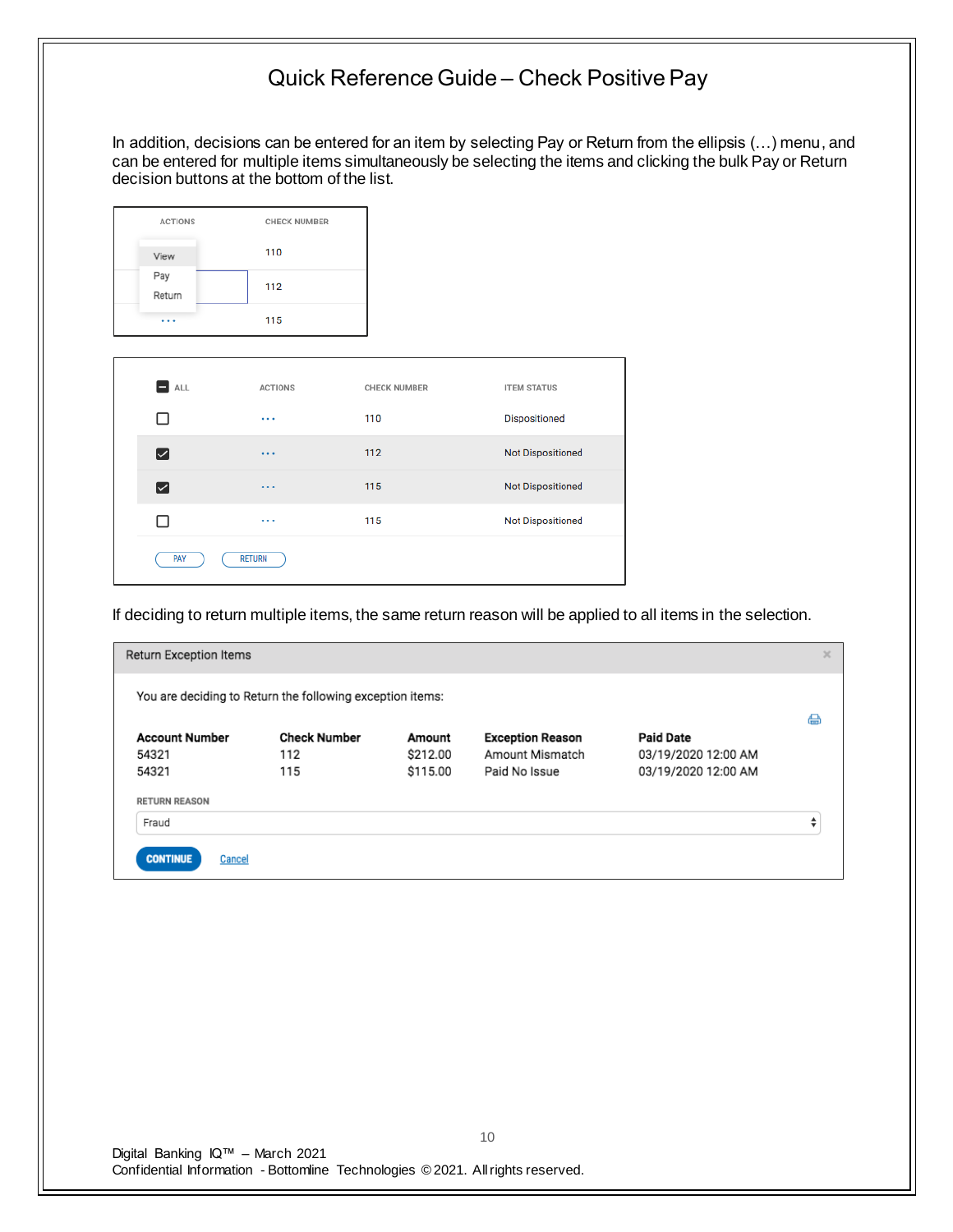# Quick Reference Guide – Check Positive Pay

In addition, decisions can be entered for an item by selecting Pay or Return from the ellipsis (…) menu, and can be entered for multiple items simultaneously be selecting the items and clicking the bulk Pay or Return decision buttons at the bottom of the list.

| ACTIONS | CHECK NUMBER |
|---|---|
| View / Pay / Return | 110 |
| | 112 |
| … | 115 |

| ALL | ACTIONS | CHECK NUMBER | ITEM STATUS |
|---|---|---|---|
| ☐ | … | 110 | Dispositioned |
| ☑ | … | 112 | Not Dispositioned |
| ☑ | … | 115 | Not Dispositioned |
| ☐ | … | 115 | Not Dispositioned |

PAY RETURN

If deciding to return multiple items, the same return reason will be applied to all items in the selection.

**Return Exception Items**

You are deciding to Return the following exception items:

| Account Number | Check Number | Amount | Exception Reason | Paid Date |
|---|---|---|---|---|
| 54321 | 112 | $212.00 | Amount Mismatch | 03/19/2020 12:00 AM |
| 54321 | 115 | $115.00 | Paid No Issue | 03/19/2020 12:00 AM |

RETURN REASON

Fraud

CONTINUE Cancel

Digital Banking IQ™ – March 2021
Confidential Information - Bottomline Technologies © 2021. All rights reserved.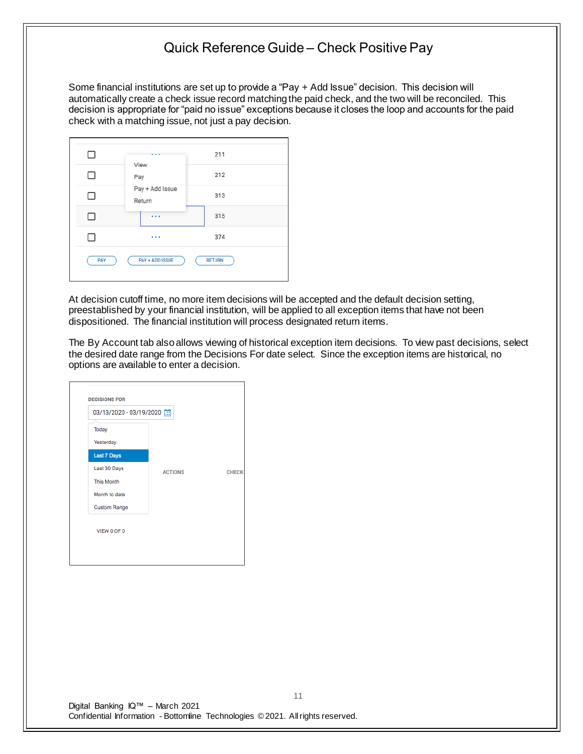# Quick Reference Guide – Check Positive Pay

Some financial institutions are set up to provide a "Pay + Add Issue" decision. This decision will automatically create a check issue record matching the paid check, and the two will be reconciled. This decision is appropriate for "paid no issue" exceptions because it closes the loop and accounts for the paid check with a matching issue, not just a pay decision.

View
Pay
Pay + Add Issue
Return

211
212
313
315
374

PAY
PAY + ADD ISSUE
RETURN

At decision cutoff time, no more item decisions will be accepted and the default decision setting, preestablished by your financial institution, will be applied to all exception items that have not been dispositioned. The financial institution will process designated return items.

The By Account tab also allows viewing of historical exception item decisions. To view past decisions, select the desired date range from the Decisions For date select. Since the exception items are historical, no options are available to enter a decision.

DECISIONS FOR
03/13/2020 - 03/19/2020

Today
Yesterday
Last 7 Days
Last 30 Days
This Month
Month to date
Custom Range

ACTIONS
CHECK

VIEW 0 OF 0

Digital Banking IQ™ – March 2021
Confidential Information - Bottomline Technologies © 2021. All rights reserved.